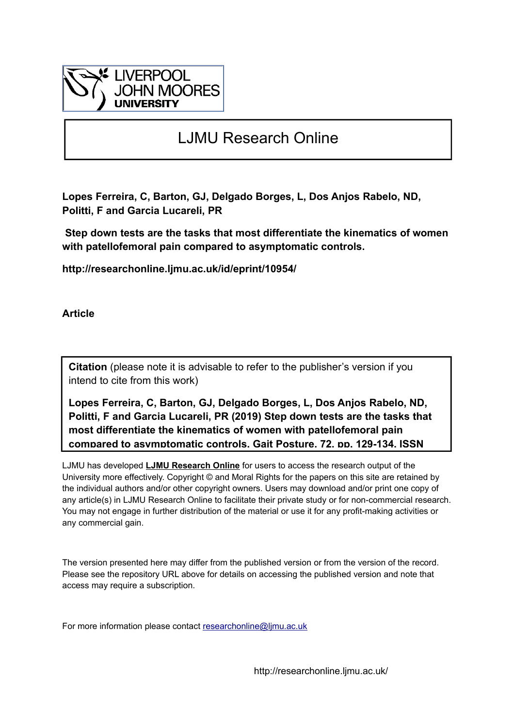LIVERPOOL JOHN MOORES UNIVERSITY

# LJMU Research Online

**Lopes Ferreira, C, Barton, GJ, Delgado Borges, L, Dos Anjos Rabelo, ND, Politti, F and Garcia Lucareli, PR**

**Step down tests are the tasks that most differentiate the kinematics of women with patellofemoral pain compared to asymptomatic controls.**

**http://researchonline.ljmu.ac.uk/id/eprint/10954/**

**Article**

**Citation** (please note it is advisable to refer to the publisher's version if you intend to cite from this work)

**Lopes Ferreira, C, Barton, GJ, Delgado Borges, L, Dos Anjos Rabelo, ND, Politti, F and Garcia Lucareli, PR (2019) Step down tests are the tasks that most differentiate the kinematics of women with patellofemoral pain compared to asymptomatic controls. Gait Posture, 72. pp. 129-134. ISSN**

LJMU has developed **LJMU Research Online** for users to access the research output of the University more effectively. Copyright © and Moral Rights for the papers on this site are retained by the individual authors and/or other copyright owners. Users may download and/or print one copy of any article(s) in LJMU Research Online to facilitate their private study or for non-commercial research. You may not engage in further distribution of the material or use it for any profit-making activities or any commercial gain.

The version presented here may differ from the published version or from the version of the record. Please see the repository URL above for details on accessing the published version and note that access may require a subscription.

For more information please contact researchonline@ljmu.ac.uk

http://researchonline.ljmu.ac.uk/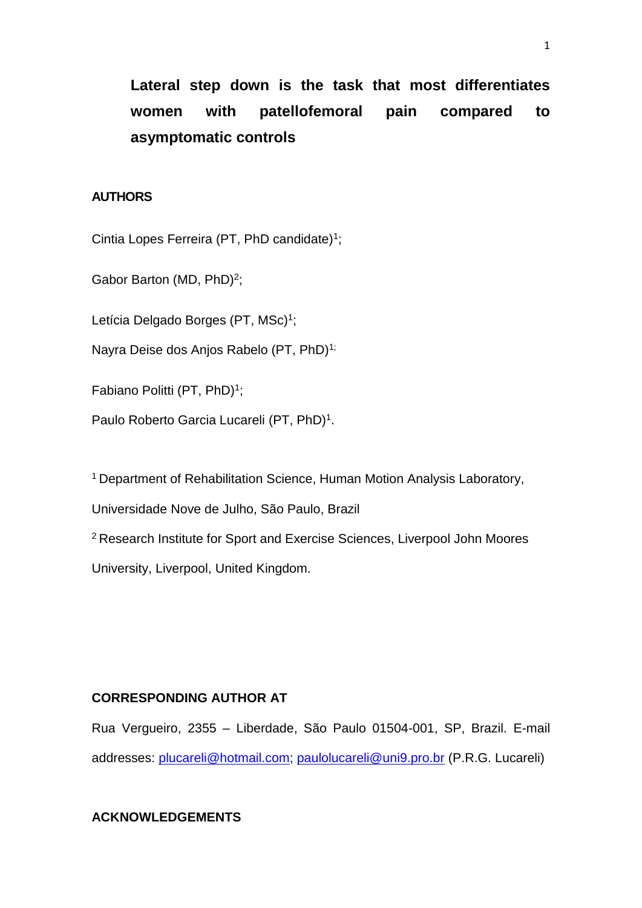# Lateral step down is the task that most differentiates women with patellofemoral pain compared to asymptomatic controls

**AUTHORS**

Cintia Lopes Ferreira (PT, PhD candidate)[1];

Gabor Barton (MD, PhD)[2];

Letícia Delgado Borges (PT, MSc)[1];

Nayra Deise dos Anjos Rabelo (PT, PhD)[1;]

Fabiano Politti (PT, PhD)[1];

Paulo Roberto Garcia Lucareli (PT, PhD)[1].

[1] Department of Rehabilitation Science, Human Motion Analysis Laboratory, Universidade Nove de Julho, São Paulo, Brazil

[2] Research Institute for Sport and Exercise Sciences, Liverpool John Moores University, Liverpool, United Kingdom.

**CORRESPONDING AUTHOR AT**

Rua Vergueiro, 2355 – Liberdade, São Paulo 01504-001, SP, Brazil. E-mail addresses: plucareli@hotmail.com; paulolucareli@uni9.pro.br (P.R.G. Lucareli)

**ACKNOWLEDGEMENTS**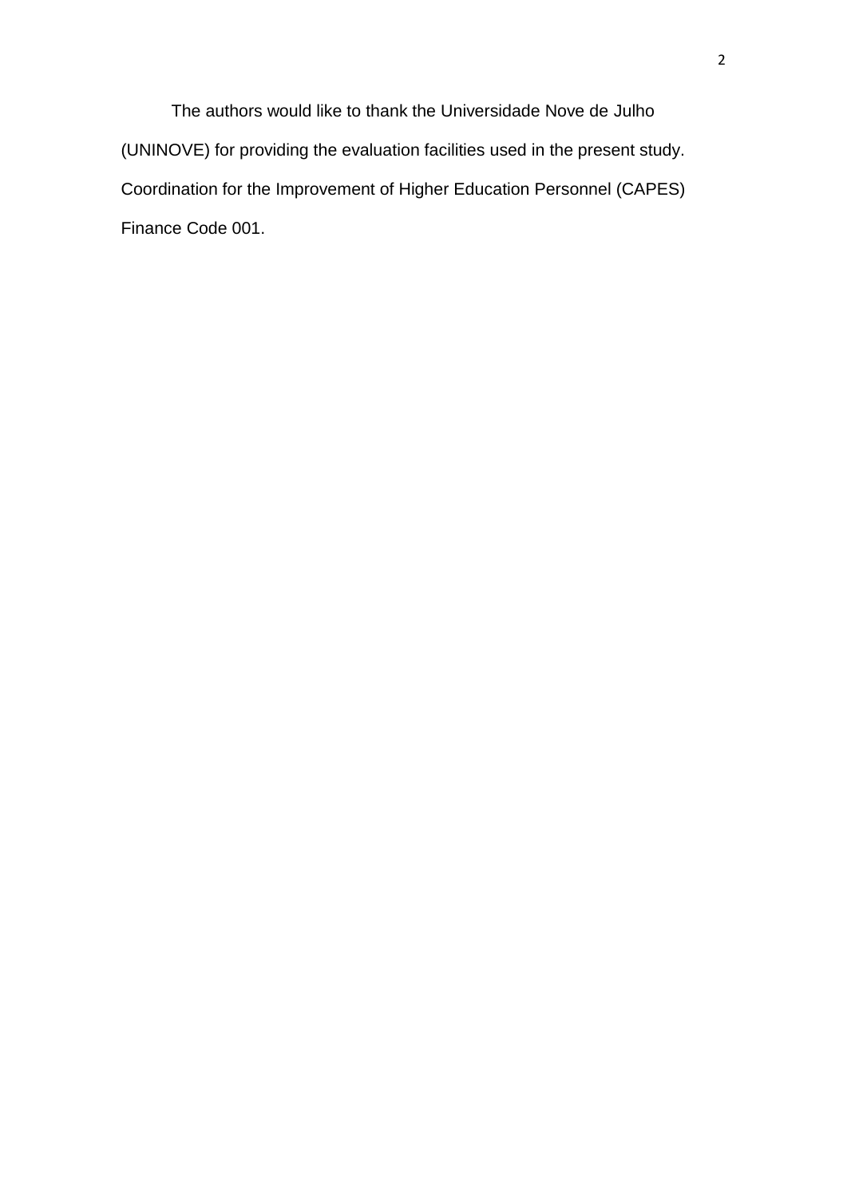The authors would like to thank the Universidade Nove de Julho (UNINOVE) for providing the evaluation facilities used in the present study. Coordination for the Improvement of Higher Education Personnel (CAPES) Finance Code 001.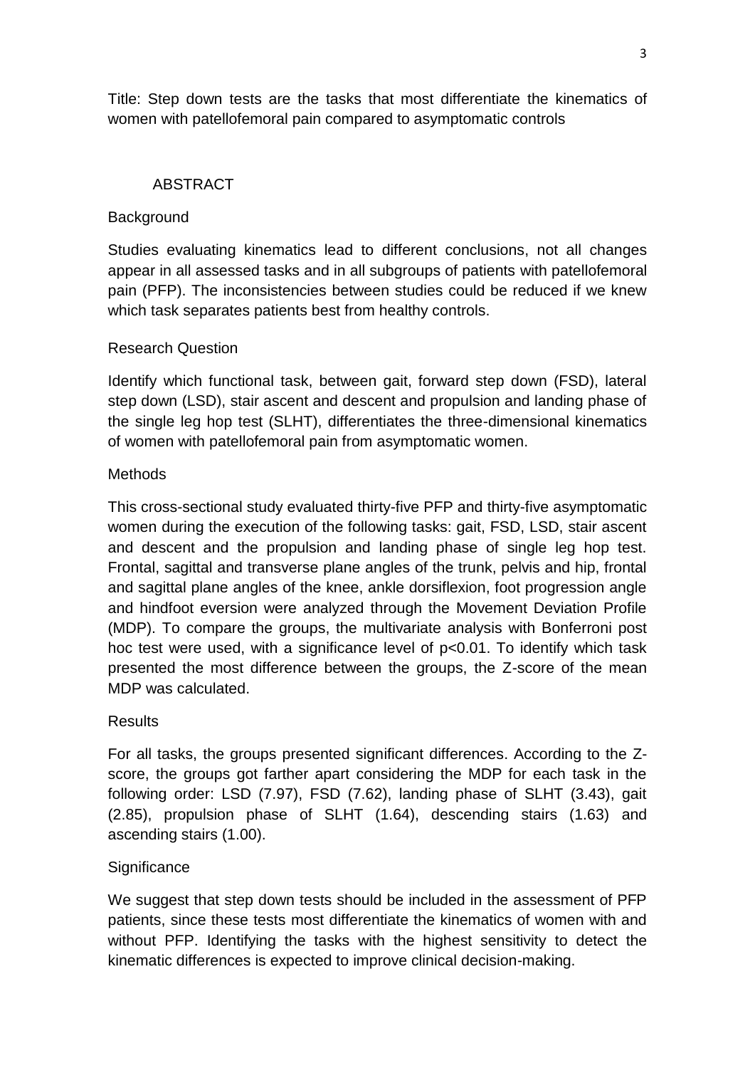Title: Step down tests are the tasks that most differentiate the kinematics of women with patellofemoral pain compared to asymptomatic controls

## ABSTRACT

### Background

Studies evaluating kinematics lead to different conclusions, not all changes appear in all assessed tasks and in all subgroups of patients with patellofemoral pain (PFP). The inconsistencies between studies could be reduced if we knew which task separates patients best from healthy controls.

### Research Question

Identify which functional task, between gait, forward step down (FSD), lateral step down (LSD), stair ascent and descent and propulsion and landing phase of the single leg hop test (SLHT), differentiates the three-dimensional kinematics of women with patellofemoral pain from asymptomatic women.

### Methods

This cross-sectional study evaluated thirty-five PFP and thirty-five asymptomatic women during the execution of the following tasks: gait, FSD, LSD, stair ascent and descent and the propulsion and landing phase of single leg hop test. Frontal, sagittal and transverse plane angles of the trunk, pelvis and hip, frontal and sagittal plane angles of the knee, ankle dorsiflexion, foot progression angle and hindfoot eversion were analyzed through the Movement Deviation Profile (MDP). To compare the groups, the multivariate analysis with Bonferroni post hoc test were used, with a significance level of $p<0.01$. To identify which task presented the most difference between the groups, the Z-score of the mean MDP was calculated.

### Results

For all tasks, the groups presented significant differences. According to the Z-score, the groups got farther apart considering the MDP for each task in the following order: LSD (7.97), FSD (7.62), landing phase of SLHT (3.43), gait (2.85), propulsion phase of SLHT (1.64), descending stairs (1.63) and ascending stairs (1.00).

### Significance

We suggest that step down tests should be included in the assessment of PFP patients, since these tests most differentiate the kinematics of women with and without PFP. Identifying the tasks with the highest sensitivity to detect the kinematic differences is expected to improve clinical decision-making.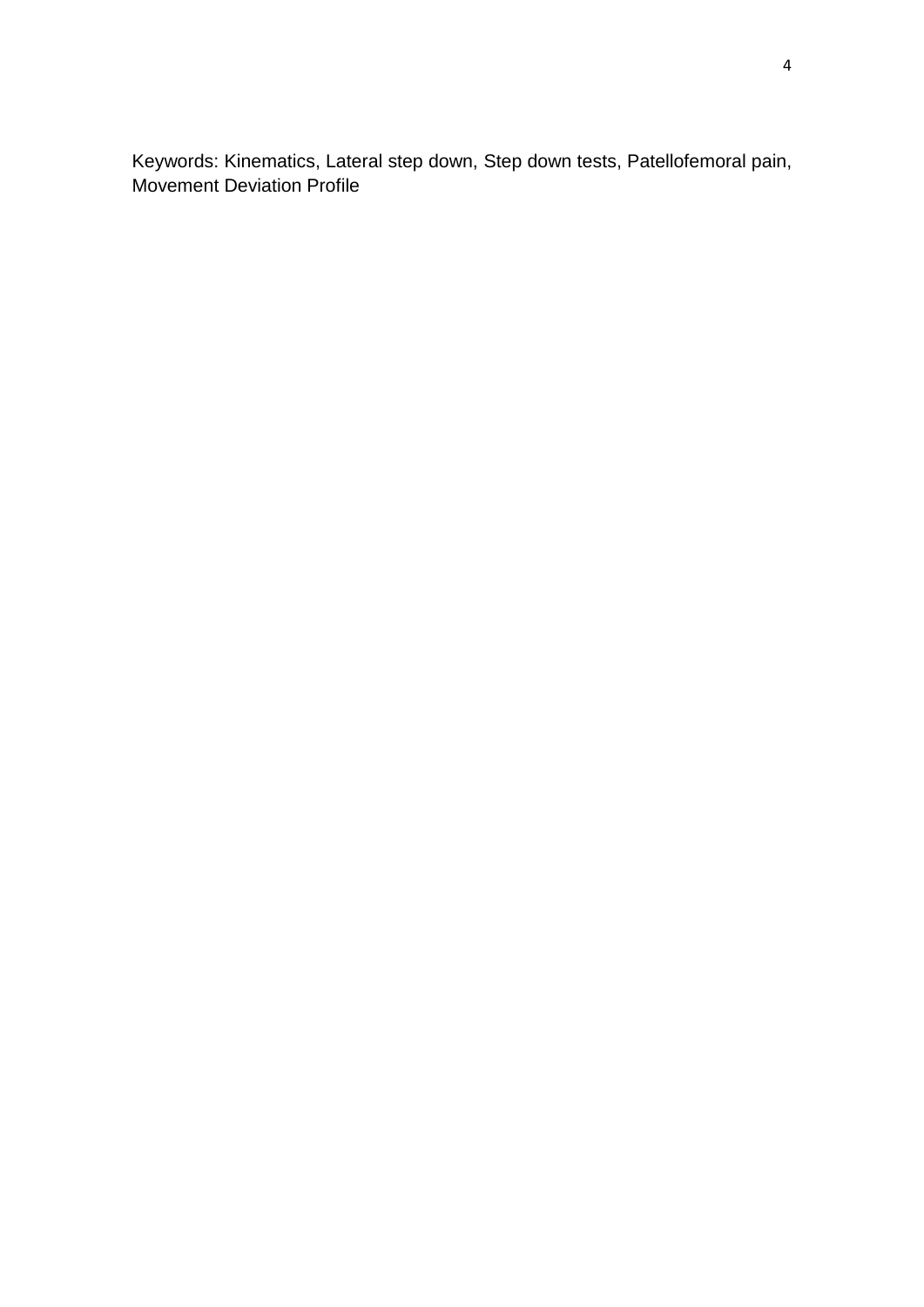Keywords: Kinematics, Lateral step down, Step down tests, Patellofemoral pain, Movement Deviation Profile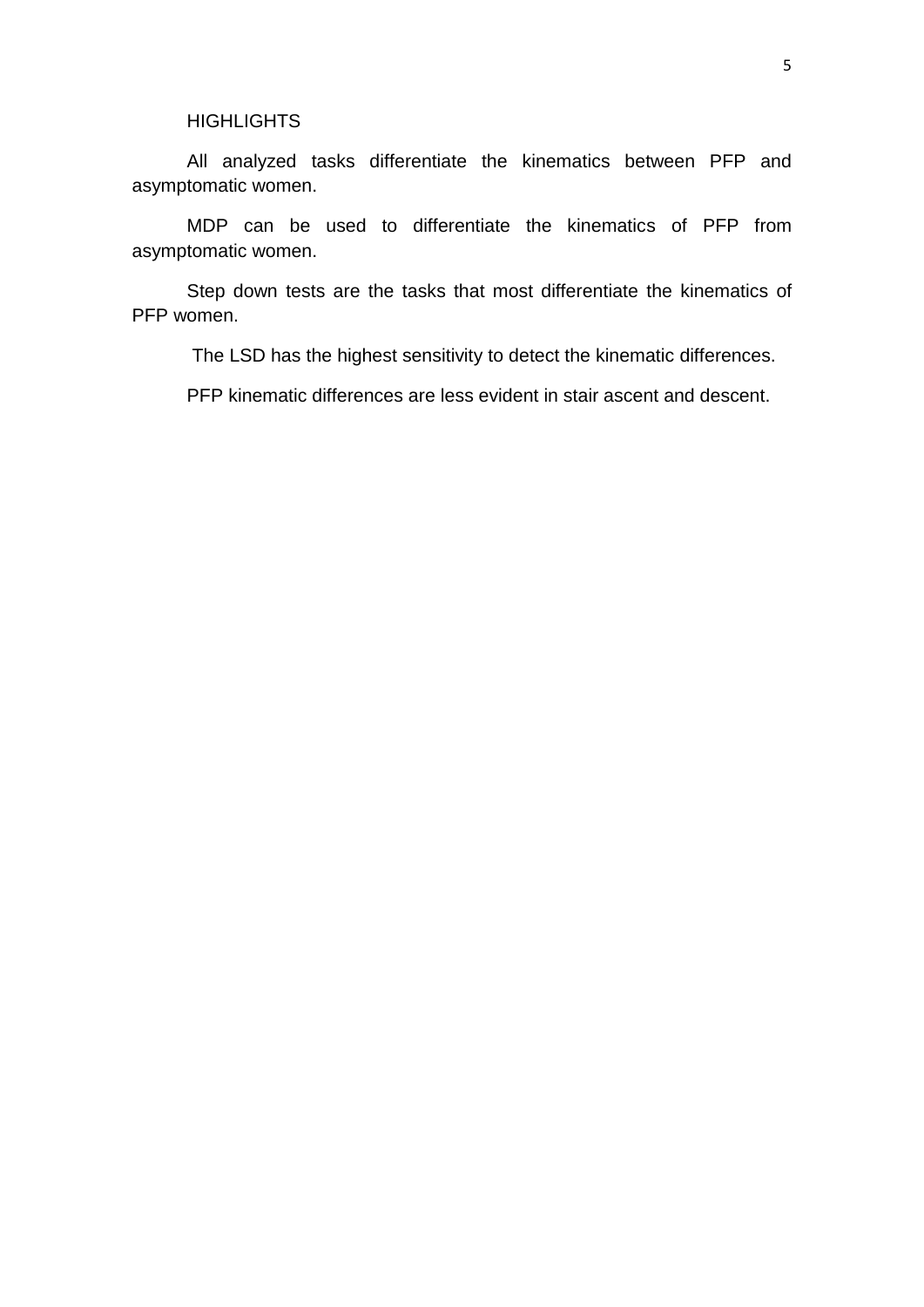## HIGHLIGHTS

All analyzed tasks differentiate the kinematics between PFP and asymptomatic women.

MDP can be used to differentiate the kinematics of PFP from asymptomatic women.

Step down tests are the tasks that most differentiate the kinematics of PFP women.

The LSD has the highest sensitivity to detect the kinematic differences.

PFP kinematic differences are less evident in stair ascent and descent.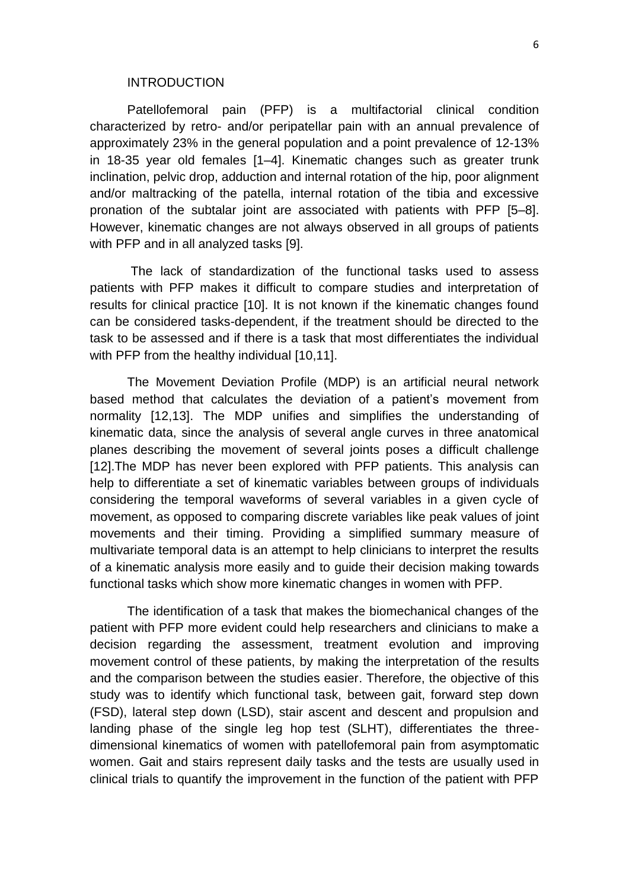# INTRODUCTION

Patellofemoral pain (PFP) is a multifactorial clinical condition characterized by retro- and/or peripatellar pain with an annual prevalence of approximately 23% in the general population and a point prevalence of 12-13% in 18-35 year old females [1–4]. Kinematic changes such as greater trunk inclination, pelvic drop, adduction and internal rotation of the hip, poor alignment and/or maltracking of the patella, internal rotation of the tibia and excessive pronation of the subtalar joint are associated with patients with PFP [5–8]. However, kinematic changes are not always observed in all groups of patients with PFP and in all analyzed tasks [9].

The lack of standardization of the functional tasks used to assess patients with PFP makes it difficult to compare studies and interpretation of results for clinical practice [10]. It is not known if the kinematic changes found can be considered tasks-dependent, if the treatment should be directed to the task to be assessed and if there is a task that most differentiates the individual with PFP from the healthy individual [10,11].

The Movement Deviation Profile (MDP) is an artificial neural network based method that calculates the deviation of a patient's movement from normality [12,13]. The MDP unifies and simplifies the understanding of kinematic data, since the analysis of several angle curves in three anatomical planes describing the movement of several joints poses a difficult challenge [12].The MDP has never been explored with PFP patients. This analysis can help to differentiate a set of kinematic variables between groups of individuals considering the temporal waveforms of several variables in a given cycle of movement, as opposed to comparing discrete variables like peak values of joint movements and their timing. Providing a simplified summary measure of multivariate temporal data is an attempt to help clinicians to interpret the results of a kinematic analysis more easily and to guide their decision making towards functional tasks which show more kinematic changes in women with PFP.

The identification of a task that makes the biomechanical changes of the patient with PFP more evident could help researchers and clinicians to make a decision regarding the assessment, treatment evolution and improving movement control of these patients, by making the interpretation of the results and the comparison between the studies easier. Therefore, the objective of this study was to identify which functional task, between gait, forward step down (FSD), lateral step down (LSD), stair ascent and descent and propulsion and landing phase of the single leg hop test (SLHT), differentiates the three-dimensional kinematics of women with patellofemoral pain from asymptomatic women. Gait and stairs represent daily tasks and the tests are usually used in clinical trials to quantify the improvement in the function of the patient with PFP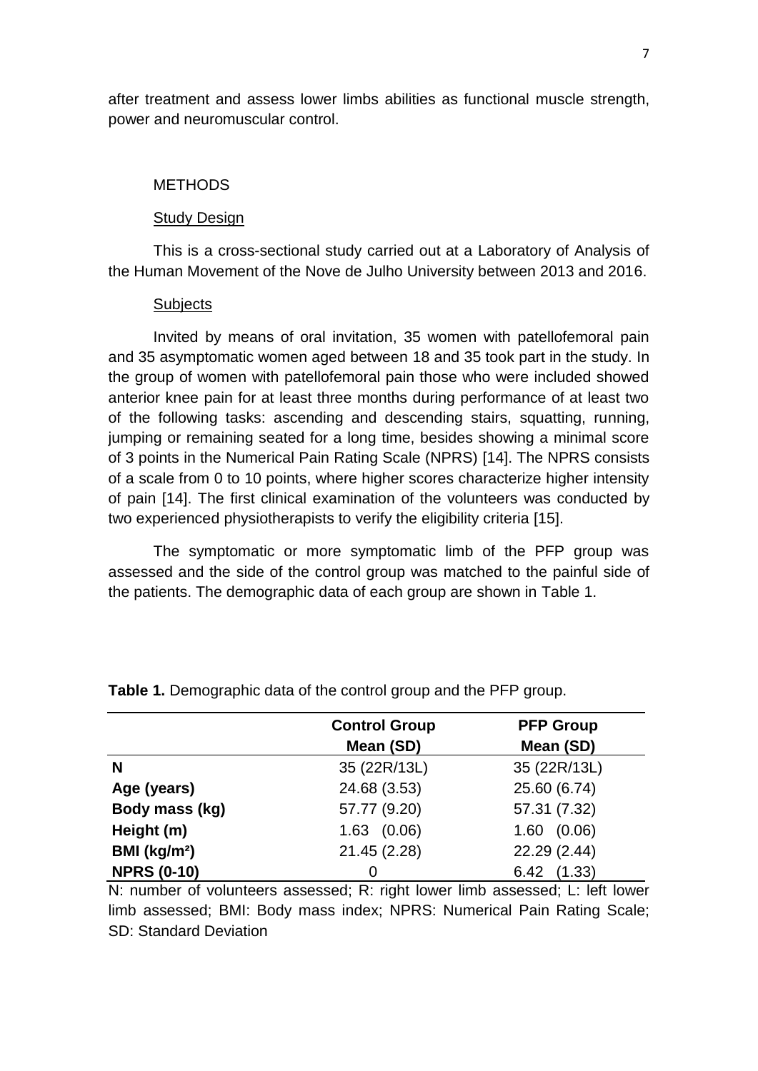after treatment and assess lower limbs abilities as functional muscle strength, power and neuromuscular control.

## METHODS

### Study Design

This is a cross-sectional study carried out at a Laboratory of Analysis of the Human Movement of the Nove de Julho University between 2013 and 2016.

### Subjects

Invited by means of oral invitation, 35 women with patellofemoral pain and 35 asymptomatic women aged between 18 and 35 took part in the study. In the group of women with patellofemoral pain those who were included showed anterior knee pain for at least three months during performance of at least two of the following tasks: ascending and descending stairs, squatting, running, jumping or remaining seated for a long time, besides showing a minimal score of 3 points in the Numerical Pain Rating Scale (NPRS) [14]. The NPRS consists of a scale from 0 to 10 points, where higher scores characterize higher intensity of pain [14]. The first clinical examination of the volunteers was conducted by two experienced physiotherapists to verify the eligibility criteria [15].

The symptomatic or more symptomatic limb of the PFP group was assessed and the side of the control group was matched to the painful side of the patients. The demographic data of each group are shown in Table 1.

**Table 1.** Demographic data of the control group and the PFP group.

| | **Control Group** | **PFP Group** |
|---|---|---|
| | **Mean (SD)** | **Mean (SD)** |
| **N** | 35 (22R/13L) | 35 (22R/13L) |
| **Age (years)** | 24.68 (3.53) | 25.60 (6.74) |
| **Body mass (kg)** | 57.77 (9.20) | 57.31 (7.32) |
| **Height (m)** | 1.63 (0.06) | 1.60 (0.06) |
| **BMI (kg/m²)** | 21.45 (2.28) | 22.29 (2.44) |
| **NPRS (0-10)** | 0 | 6.42 (1.33) |

N: number of volunteers assessed; R: right lower limb assessed; L: left lower limb assessed; BMI: Body mass index; NPRS: Numerical Pain Rating Scale; SD: Standard Deviation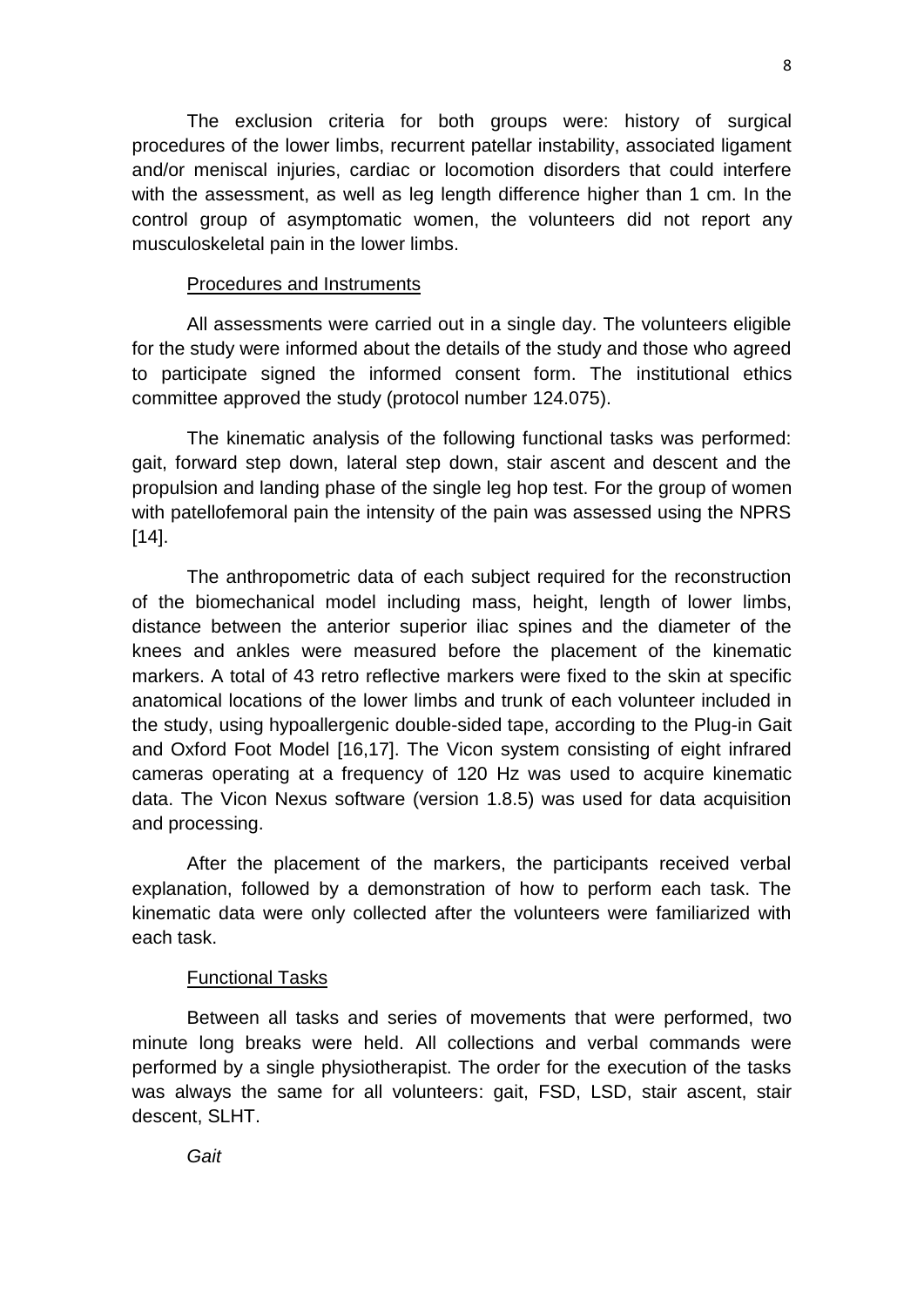The exclusion criteria for both groups were: history of surgical procedures of the lower limbs, recurrent patellar instability, associated ligament and/or meniscal injuries, cardiac or locomotion disorders that could interfere with the assessment, as well as leg length difference higher than 1 cm. In the control group of asymptomatic women, the volunteers did not report any musculoskeletal pain in the lower limbs.

## Procedures and Instruments

All assessments were carried out in a single day. The volunteers eligible for the study were informed about the details of the study and those who agreed to participate signed the informed consent form. The institutional ethics committee approved the study (protocol number 124.075).

The kinematic analysis of the following functional tasks was performed: gait, forward step down, lateral step down, stair ascent and descent and the propulsion and landing phase of the single leg hop test. For the group of women with patellofemoral pain the intensity of the pain was assessed using the NPRS [14].

The anthropometric data of each subject required for the reconstruction of the biomechanical model including mass, height, length of lower limbs, distance between the anterior superior iliac spines and the diameter of the knees and ankles were measured before the placement of the kinematic markers. A total of 43 retro reflective markers were fixed to the skin at specific anatomical locations of the lower limbs and trunk of each volunteer included in the study, using hypoallergenic double-sided tape, according to the Plug-in Gait and Oxford Foot Model [16,17]. The Vicon system consisting of eight infrared cameras operating at a frequency of 120 Hz was used to acquire kinematic data. The Vicon Nexus software (version 1.8.5) was used for data acquisition and processing.

After the placement of the markers, the participants received verbal explanation, followed by a demonstration of how to perform each task. The kinematic data were only collected after the volunteers were familiarized with each task.

## Functional Tasks

Between all tasks and series of movements that were performed, two minute long breaks were held. All collections and verbal commands were performed by a single physiotherapist. The order for the execution of the tasks was always the same for all volunteers: gait, FSD, LSD, stair ascent, stair descent, SLHT.

### *Gait*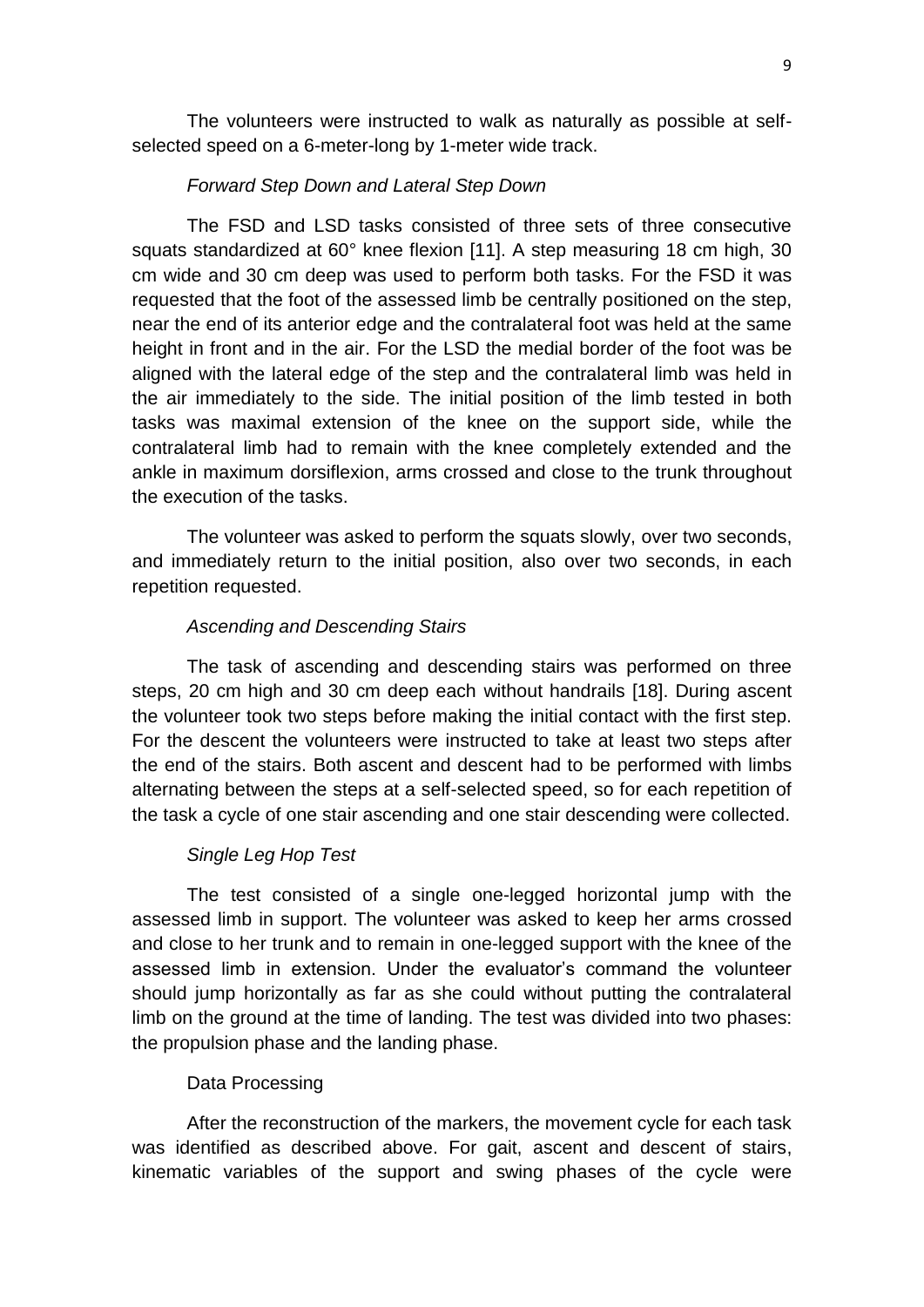The volunteers were instructed to walk as naturally as possible at self-selected speed on a 6-meter-long by 1-meter wide track.

*Forward Step Down and Lateral Step Down*

The FSD and LSD tasks consisted of three sets of three consecutive squats standardized at 60° knee flexion [11]. A step measuring 18 cm high, 30 cm wide and 30 cm deep was used to perform both tasks. For the FSD it was requested that the foot of the assessed limb be centrally positioned on the step, near the end of its anterior edge and the contralateral foot was held at the same height in front and in the air. For the LSD the medial border of the foot was be aligned with the lateral edge of the step and the contralateral limb was held in the air immediately to the side. The initial position of the limb tested in both tasks was maximal extension of the knee on the support side, while the contralateral limb had to remain with the knee completely extended and the ankle in maximum dorsiflexion, arms crossed and close to the trunk throughout the execution of the tasks.

The volunteer was asked to perform the squats slowly, over two seconds, and immediately return to the initial position, also over two seconds, in each repetition requested.

*Ascending and Descending Stairs*

The task of ascending and descending stairs was performed on three steps, 20 cm high and 30 cm deep each without handrails [18]. During ascent the volunteer took two steps before making the initial contact with the first step. For the descent the volunteers were instructed to take at least two steps after the end of the stairs. Both ascent and descent had to be performed with limbs alternating between the steps at a self-selected speed, so for each repetition of the task a cycle of one stair ascending and one stair descending were collected.

*Single Leg Hop Test*

The test consisted of a single one-legged horizontal jump with the assessed limb in support. The volunteer was asked to keep her arms crossed and close to her trunk and to remain in one-legged support with the knee of the assessed limb in extension. Under the evaluator's command the volunteer should jump horizontally as far as she could without putting the contralateral limb on the ground at the time of landing. The test was divided into two phases: the propulsion phase and the landing phase.

Data Processing

After the reconstruction of the markers, the movement cycle for each task was identified as described above. For gait, ascent and descent of stairs, kinematic variables of the support and swing phases of the cycle were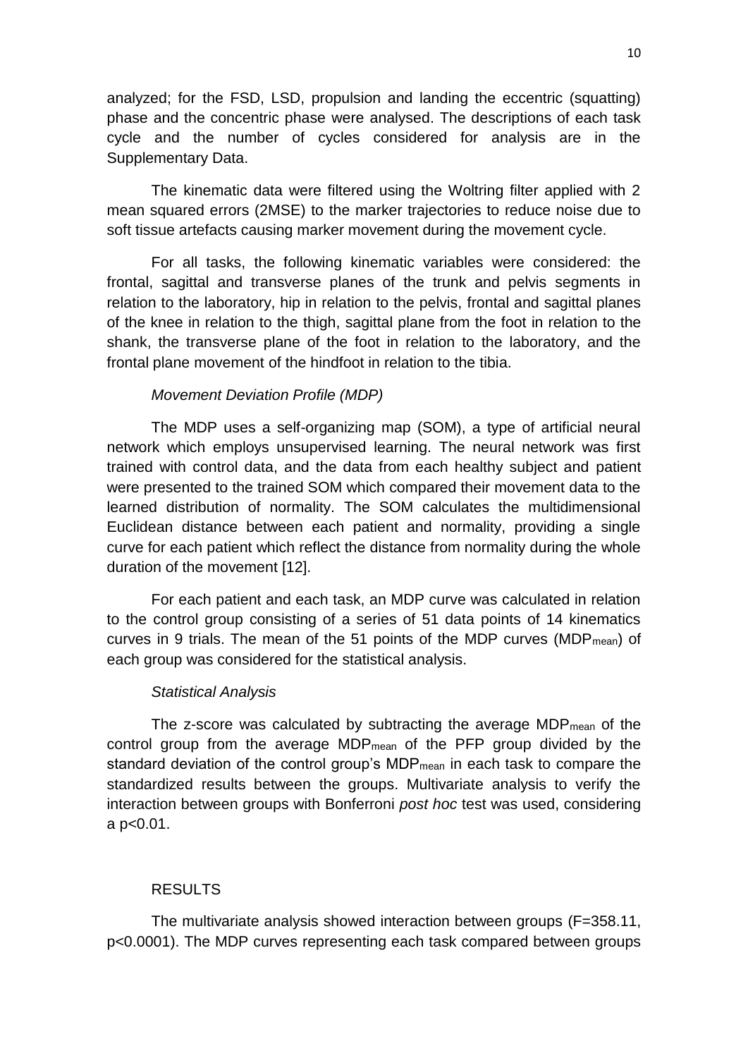analyzed; for the FSD, LSD, propulsion and landing the eccentric (squatting) phase and the concentric phase were analysed. The descriptions of each task cycle and the number of cycles considered for analysis are in the Supplementary Data.

The kinematic data were filtered using the Woltring filter applied with 2 mean squared errors (2MSE) to the marker trajectories to reduce noise due to soft tissue artefacts causing marker movement during the movement cycle.

For all tasks, the following kinematic variables were considered: the frontal, sagittal and transverse planes of the trunk and pelvis segments in relation to the laboratory, hip in relation to the pelvis, frontal and sagittal planes of the knee in relation to the thigh, sagittal plane from the foot in relation to the shank, the transverse plane of the foot in relation to the laboratory, and the frontal plane movement of the hindfoot in relation to the tibia.

*Movement Deviation Profile (MDP)*

The MDP uses a self-organizing map (SOM), a type of artificial neural network which employs unsupervised learning. The neural network was first trained with control data, and the data from each healthy subject and patient were presented to the trained SOM which compared their movement data to the learned distribution of normality. The SOM calculates the multidimensional Euclidean distance between each patient and normality, providing a single curve for each patient which reflect the distance from normality during the whole duration of the movement [12].

For each patient and each task, an MDP curve was calculated in relation to the control group consisting of a series of 51 data points of 14 kinematics curves in 9 trials. The mean of the 51 points of the MDP curves ($MDP_{mean}$) of each group was considered for the statistical analysis.

*Statistical Analysis*

The z-score was calculated by subtracting the average $MDP_{mean}$ of the control group from the average $MDP_{mean}$ of the PFP group divided by the standard deviation of the control group's $MDP_{mean}$ in each task to compare the standardized results between the groups. Multivariate analysis to verify the interaction between groups with Bonferroni *post hoc* test was used, considering a $p<0.01$.

RESULTS

The multivariate analysis showed interaction between groups ($F=358.11$, $p<0.0001$). The MDP curves representing each task compared between groups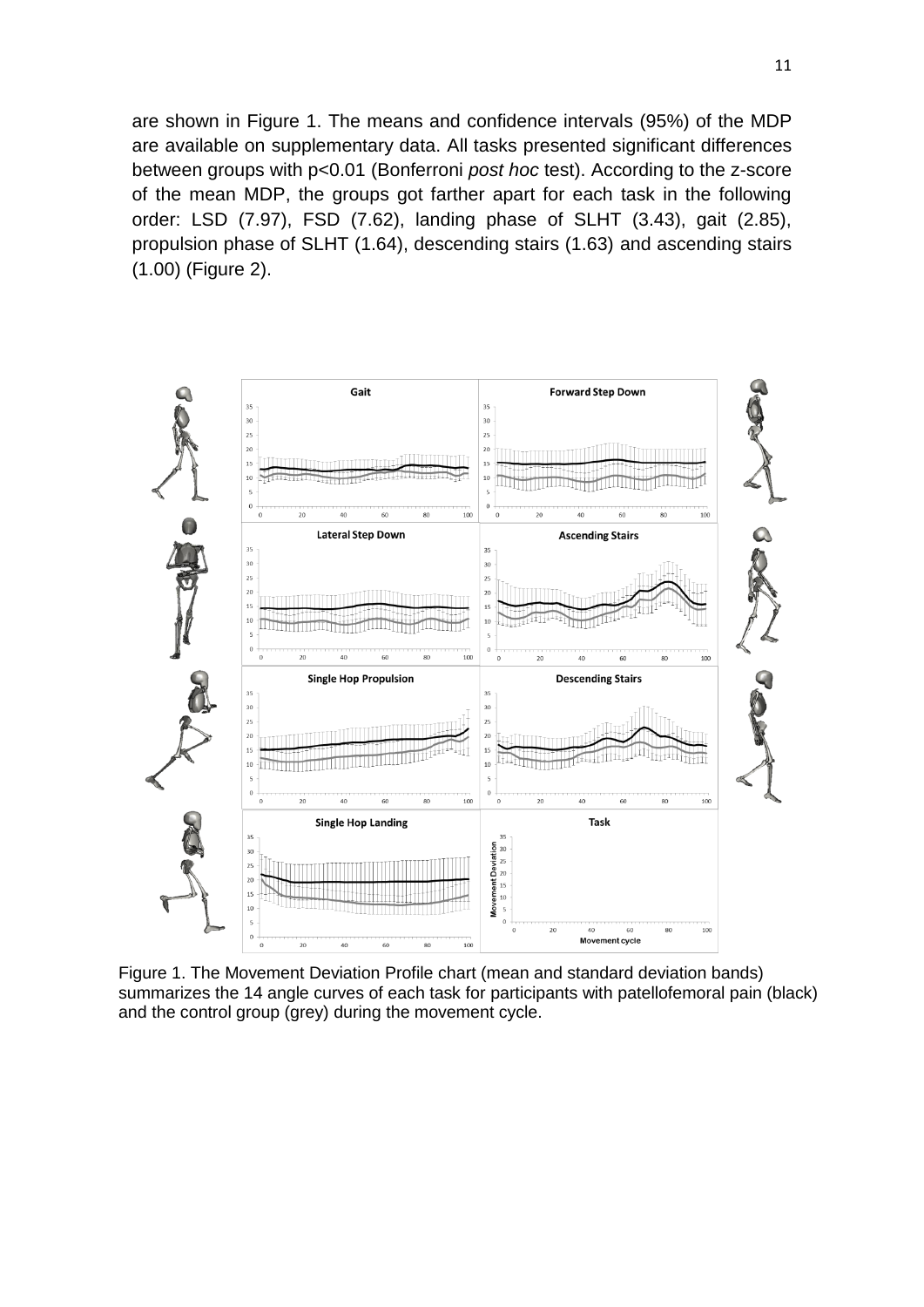are shown in Figure 1. The means and confidence intervals (95%) of the MDP are available on supplementary data. All tasks presented significant differences between groups with $p<0.01$ (Bonferroni *post hoc* test). According to the z-score of the mean MDP, the groups got farther apart for each task in the following order: LSD (7.97), FSD (7.62), landing phase of SLHT (3.43), gait (2.85), propulsion phase of SLHT (1.64), descending stairs (1.63) and ascending stairs (1.00) (Figure 2).

Figure 1. The Movement Deviation Profile chart (mean and standard deviation bands) summarizes the 14 angle curves of each task for participants with patellofemoral pain (black) and the control group (grey) during the movement cycle.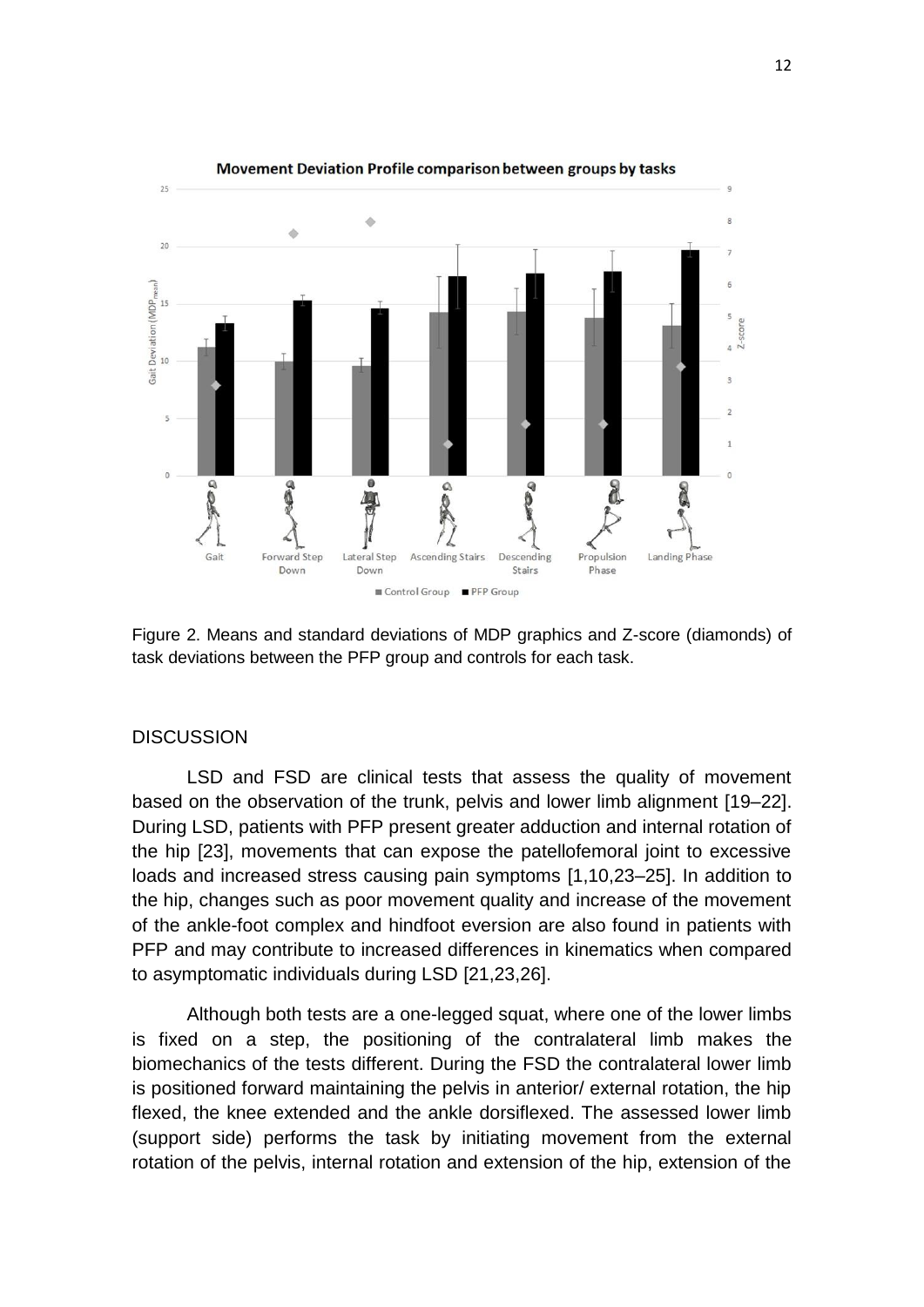Figure 2. Means and standard deviations of MDP graphics and Z-score (diamonds) of task deviations between the PFP group and controls for each task.

## DISCUSSION

LSD and FSD are clinical tests that assess the quality of movement based on the observation of the trunk, pelvis and lower limb alignment [19–22]. During LSD, patients with PFP present greater adduction and internal rotation of the hip [23], movements that can expose the patellofemoral joint to excessive loads and increased stress causing pain symptoms [1,10,23–25]. In addition to the hip, changes such as poor movement quality and increase of the movement of the ankle-foot complex and hindfoot eversion are also found in patients with PFP and may contribute to increased differences in kinematics when compared to asymptomatic individuals during LSD [21,23,26].

Although both tests are a one-legged squat, where one of the lower limbs is fixed on a step, the positioning of the contralateral limb makes the biomechanics of the tests different. During the FSD the contralateral lower limb is positioned forward maintaining the pelvis in anterior/ external rotation, the hip flexed, the knee extended and the ankle dorsiflexed. The assessed lower limb (support side) performs the task by initiating movement from the external rotation of the pelvis, internal rotation and extension of the hip, extension of the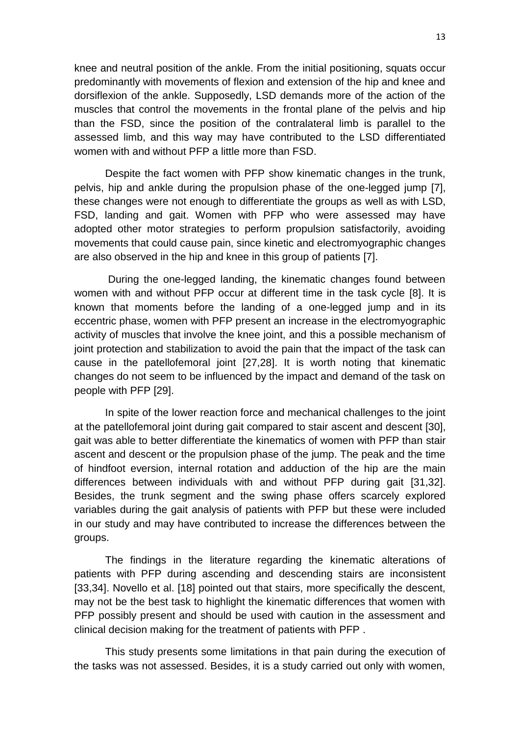knee and neutral position of the ankle. From the initial positioning, squats occur predominantly with movements of flexion and extension of the hip and knee and dorsiflexion of the ankle. Supposedly, LSD demands more of the action of the muscles that control the movements in the frontal plane of the pelvis and hip than the FSD, since the position of the contralateral limb is parallel to the assessed limb, and this way may have contributed to the LSD differentiated women with and without PFP a little more than FSD.

Despite the fact women with PFP show kinematic changes in the trunk, pelvis, hip and ankle during the propulsion phase of the one-legged jump [7], these changes were not enough to differentiate the groups as well as with LSD, FSD, landing and gait. Women with PFP who were assessed may have adopted other motor strategies to perform propulsion satisfactorily, avoiding movements that could cause pain, since kinetic and electromyographic changes are also observed in the hip and knee in this group of patients [7].

During the one-legged landing, the kinematic changes found between women with and without PFP occur at different time in the task cycle [8]. It is known that moments before the landing of a one-legged jump and in its eccentric phase, women with PFP present an increase in the electromyographic activity of muscles that involve the knee joint, and this a possible mechanism of joint protection and stabilization to avoid the pain that the impact of the task can cause in the patellofemoral joint [27,28]. It is worth noting that kinematic changes do not seem to be influenced by the impact and demand of the task on people with PFP [29].

In spite of the lower reaction force and mechanical challenges to the joint at the patellofemoral joint during gait compared to stair ascent and descent [30], gait was able to better differentiate the kinematics of women with PFP than stair ascent and descent or the propulsion phase of the jump. The peak and the time of hindfoot eversion, internal rotation and adduction of the hip are the main differences between individuals with and without PFP during gait [31,32]. Besides, the trunk segment and the swing phase offers scarcely explored variables during the gait analysis of patients with PFP but these were included in our study and may have contributed to increase the differences between the groups.

The findings in the literature regarding the kinematic alterations of patients with PFP during ascending and descending stairs are inconsistent [33,34]. Novello et al. [18] pointed out that stairs, more specifically the descent, may not be the best task to highlight the kinematic differences that women with PFP possibly present and should be used with caution in the assessment and clinical decision making for the treatment of patients with PFP .

This study presents some limitations in that pain during the execution of the tasks was not assessed. Besides, it is a study carried out only with women,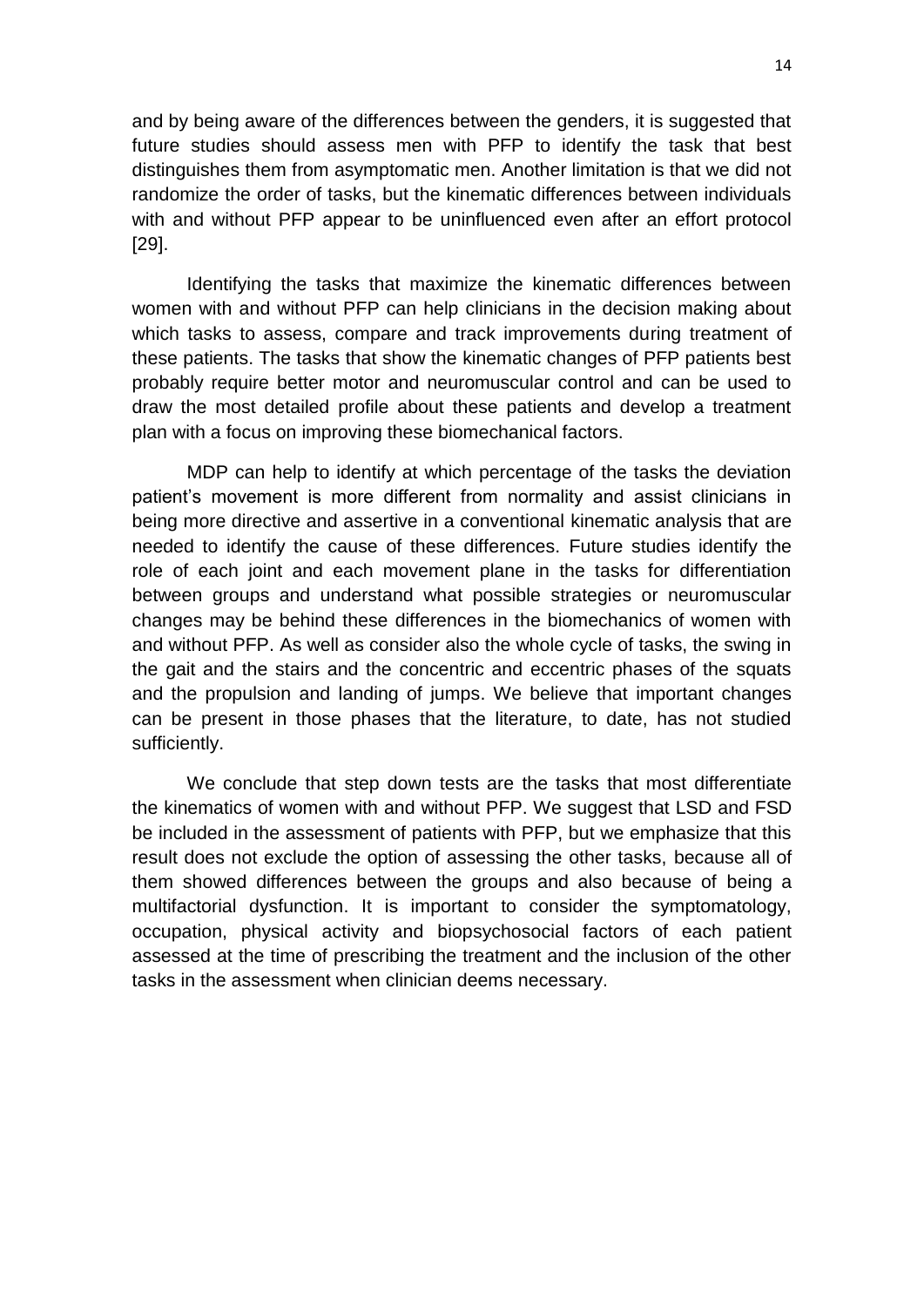and by being aware of the differences between the genders, it is suggested that future studies should assess men with PFP to identify the task that best distinguishes them from asymptomatic men. Another limitation is that we did not randomize the order of tasks, but the kinematic differences between individuals with and without PFP appear to be uninfluenced even after an effort protocol [29].

Identifying the tasks that maximize the kinematic differences between women with and without PFP can help clinicians in the decision making about which tasks to assess, compare and track improvements during treatment of these patients. The tasks that show the kinematic changes of PFP patients best probably require better motor and neuromuscular control and can be used to draw the most detailed profile about these patients and develop a treatment plan with a focus on improving these biomechanical factors.

MDP can help to identify at which percentage of the tasks the deviation patient's movement is more different from normality and assist clinicians in being more directive and assertive in a conventional kinematic analysis that are needed to identify the cause of these differences. Future studies identify the role of each joint and each movement plane in the tasks for differentiation between groups and understand what possible strategies or neuromuscular changes may be behind these differences in the biomechanics of women with and without PFP. As well as consider also the whole cycle of tasks, the swing in the gait and the stairs and the concentric and eccentric phases of the squats and the propulsion and landing of jumps. We believe that important changes can be present in those phases that the literature, to date, has not studied sufficiently.

We conclude that step down tests are the tasks that most differentiate the kinematics of women with and without PFP. We suggest that LSD and FSD be included in the assessment of patients with PFP, but we emphasize that this result does not exclude the option of assessing the other tasks, because all of them showed differences between the groups and also because of being a multifactorial dysfunction. It is important to consider the symptomatology, occupation, physical activity and biopsychosocial factors of each patient assessed at the time of prescribing the treatment and the inclusion of the other tasks in the assessment when clinician deems necessary.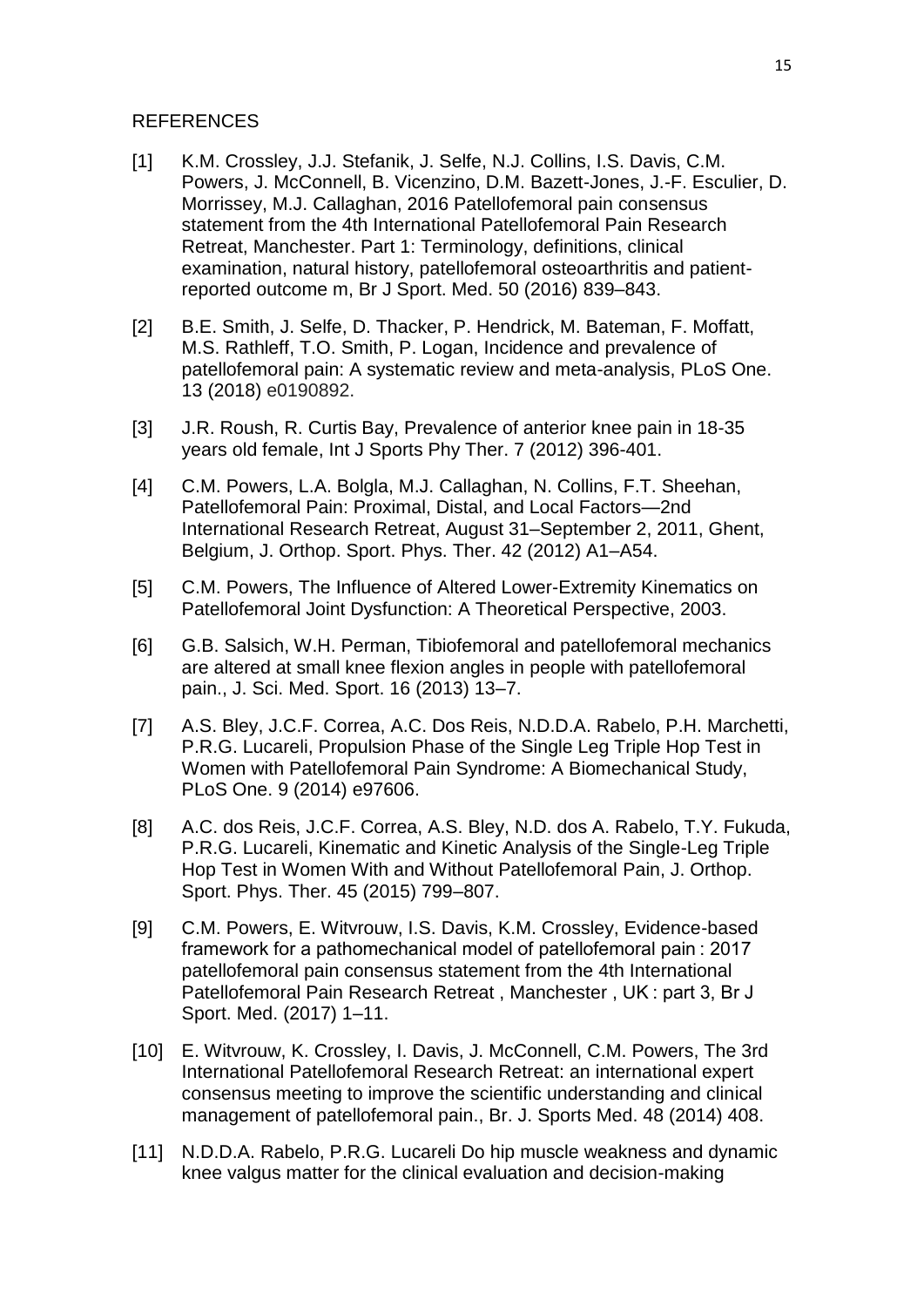## REFERENCES

[1] K.M. Crossley, J.J. Stefanik, J. Selfe, N.J. Collins, I.S. Davis, C.M. Powers, J. McConnell, B. Vicenzino, D.M. Bazett-Jones, J.-F. Esculier, D. Morrissey, M.J. Callaghan, 2016 Patellofemoral pain consensus statement from the 4th International Patellofemoral Pain Research Retreat, Manchester. Part 1: Terminology, definitions, clinical examination, natural history, patellofemoral osteoarthritis and patient-reported outcome m, Br J Sport. Med. 50 (2016) 839–843.

[2] B.E. Smith, J. Selfe, D. Thacker, P. Hendrick, M. Bateman, F. Moffatt, M.S. Rathleff, T.O. Smith, P. Logan, Incidence and prevalence of patellofemoral pain: A systematic review and meta-analysis, PLoS One. 13 (2018) e0190892.

[3] J.R. Roush, R. Curtis Bay, Prevalence of anterior knee pain in 18-35 years old female, Int J Sports Phy Ther. 7 (2012) 396-401.

[4] C.M. Powers, L.A. Bolgla, M.J. Callaghan, N. Collins, F.T. Sheehan, Patellofemoral Pain: Proximal, Distal, and Local Factors—2nd International Research Retreat, August 31–September 2, 2011, Ghent, Belgium, J. Orthop. Sport. Phys. Ther. 42 (2012) A1–A54.

[5] C.M. Powers, The Influence of Altered Lower-Extremity Kinematics on Patellofemoral Joint Dysfunction: A Theoretical Perspective, 2003.

[6] G.B. Salsich, W.H. Perman, Tibiofemoral and patellofemoral mechanics are altered at small knee flexion angles in people with patellofemoral pain., J. Sci. Med. Sport. 16 (2013) 13–7.

[7] A.S. Bley, J.C.F. Correa, A.C. Dos Reis, N.D.D.A. Rabelo, P.H. Marchetti, P.R.G. Lucareli, Propulsion Phase of the Single Leg Triple Hop Test in Women with Patellofemoral Pain Syndrome: A Biomechanical Study, PLoS One. 9 (2014) e97606.

[8] A.C. dos Reis, J.C.F. Correa, A.S. Bley, N.D. dos A. Rabelo, T.Y. Fukuda, P.R.G. Lucareli, Kinematic and Kinetic Analysis of the Single-Leg Triple Hop Test in Women With and Without Patellofemoral Pain, J. Orthop. Sport. Phys. Ther. 45 (2015) 799–807.

[9] C.M. Powers, E. Witvrouw, I.S. Davis, K.M. Crossley, Evidence-based framework for a pathomechanical model of patellofemoral pain : 2017 patellofemoral pain consensus statement from the 4th International Patellofemoral Pain Research Retreat , Manchester , UK : part 3, Br J Sport. Med. (2017) 1–11.

[10] E. Witvrouw, K. Crossley, I. Davis, J. McConnell, C.M. Powers, The 3rd International Patellofemoral Research Retreat: an international expert consensus meeting to improve the scientific understanding and clinical management of patellofemoral pain., Br. J. Sports Med. 48 (2014) 408.

[11] N.D.D.A. Rabelo, P.R.G. Lucareli Do hip muscle weakness and dynamic knee valgus matter for the clinical evaluation and decision-making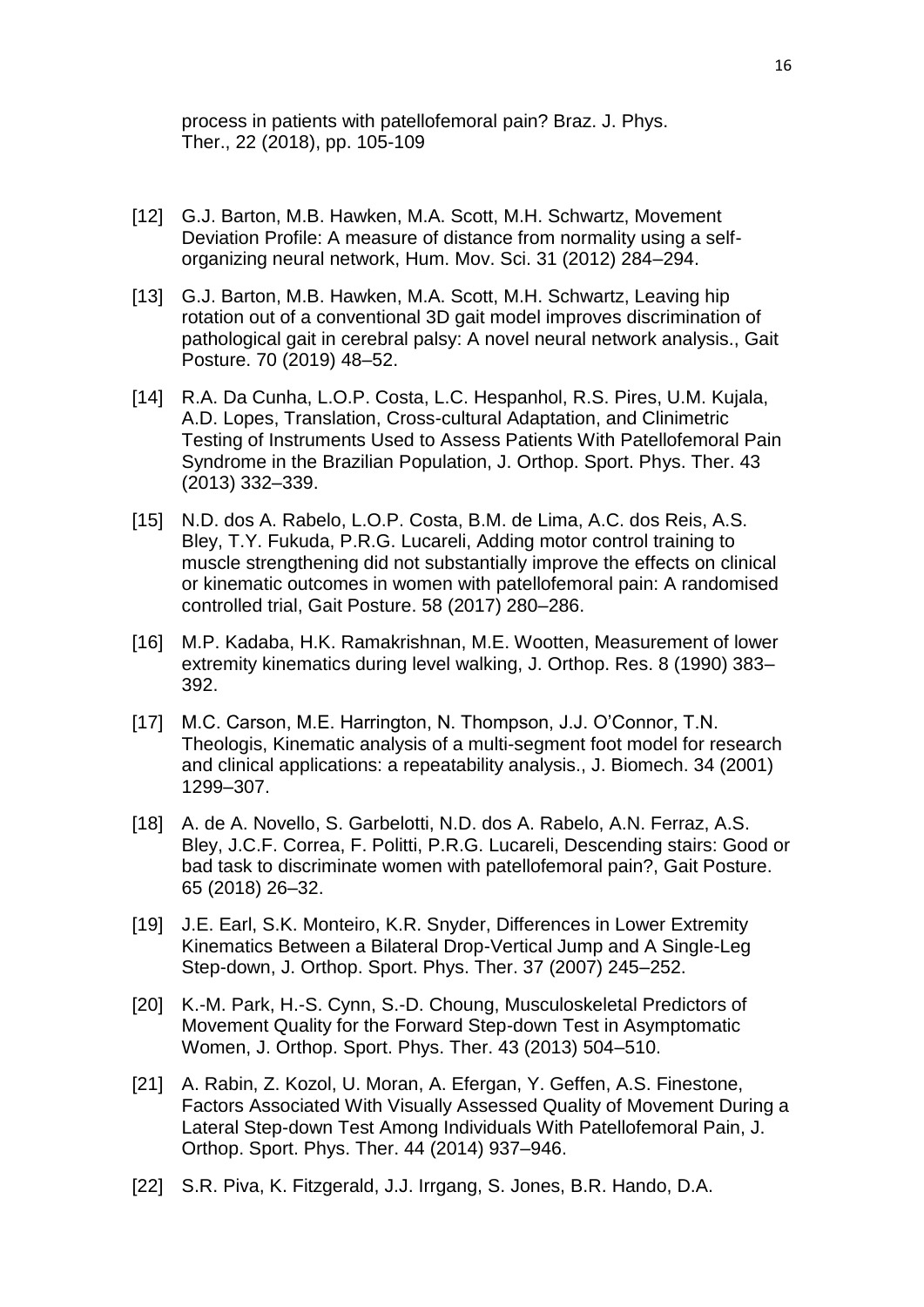process in patients with patellofemoral pain? Braz. J. Phys. Ther., 22 (2018), pp. 105-109

[12] G.J. Barton, M.B. Hawken, M.A. Scott, M.H. Schwartz, Movement Deviation Profile: A measure of distance from normality using a self-organizing neural network, Hum. Mov. Sci. 31 (2012) 284–294.

[13] G.J. Barton, M.B. Hawken, M.A. Scott, M.H. Schwartz, Leaving hip rotation out of a conventional 3D gait model improves discrimination of pathological gait in cerebral palsy: A novel neural network analysis., Gait Posture. 70 (2019) 48–52.

[14] R.A. Da Cunha, L.O.P. Costa, L.C. Hespanhol, R.S. Pires, U.M. Kujala, A.D. Lopes, Translation, Cross-cultural Adaptation, and Clinimetric Testing of Instruments Used to Assess Patients With Patellofemoral Pain Syndrome in the Brazilian Population, J. Orthop. Sport. Phys. Ther. 43 (2013) 332–339.

[15] N.D. dos A. Rabelo, L.O.P. Costa, B.M. de Lima, A.C. dos Reis, A.S. Bley, T.Y. Fukuda, P.R.G. Lucareli, Adding motor control training to muscle strengthening did not substantially improve the effects on clinical or kinematic outcomes in women with patellofemoral pain: A randomised controlled trial, Gait Posture. 58 (2017) 280–286.

[16] M.P. Kadaba, H.K. Ramakrishnan, M.E. Wootten, Measurement of lower extremity kinematics during level walking, J. Orthop. Res. 8 (1990) 383–392.

[17] M.C. Carson, M.E. Harrington, N. Thompson, J.J. O'Connor, T.N. Theologis, Kinematic analysis of a multi-segment foot model for research and clinical applications: a repeatability analysis., J. Biomech. 34 (2001) 1299–307.

[18] A. de A. Novello, S. Garbelotti, N.D. dos A. Rabelo, A.N. Ferraz, A.S. Bley, J.C.F. Correa, F. Politti, P.R.G. Lucareli, Descending stairs: Good or bad task to discriminate women with patellofemoral pain?, Gait Posture. 65 (2018) 26–32.

[19] J.E. Earl, S.K. Monteiro, K.R. Snyder, Differences in Lower Extremity Kinematics Between a Bilateral Drop-Vertical Jump and A Single-Leg Step-down, J. Orthop. Sport. Phys. Ther. 37 (2007) 245–252.

[20] K.-M. Park, H.-S. Cynn, S.-D. Choung, Musculoskeletal Predictors of Movement Quality for the Forward Step-down Test in Asymptomatic Women, J. Orthop. Sport. Phys. Ther. 43 (2013) 504–510.

[21] A. Rabin, Z. Kozol, U. Moran, A. Efergan, Y. Geffen, A.S. Finestone, Factors Associated With Visually Assessed Quality of Movement During a Lateral Step-down Test Among Individuals With Patellofemoral Pain, J. Orthop. Sport. Phys. Ther. 44 (2014) 937–946.

[22] S.R. Piva, K. Fitzgerald, J.J. Irrgang, S. Jones, B.R. Hando, D.A.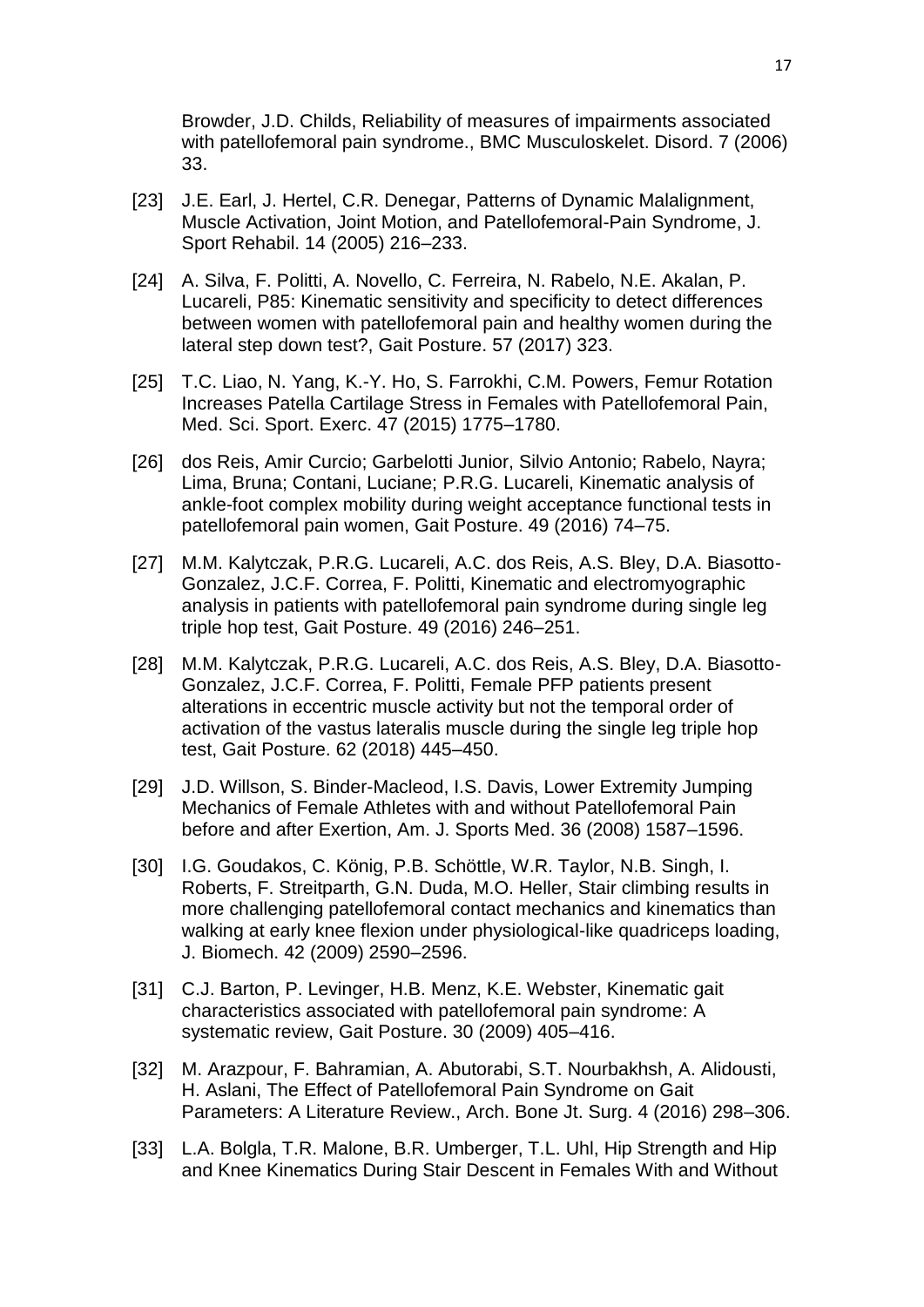Browder, J.D. Childs, Reliability of measures of impairments associated with patellofemoral pain syndrome., BMC Musculoskelet. Disord. 7 (2006) 33.

[23] J.E. Earl, J. Hertel, C.R. Denegar, Patterns of Dynamic Malalignment, Muscle Activation, Joint Motion, and Patellofemoral-Pain Syndrome, J. Sport Rehabil. 14 (2005) 216–233.

[24] A. Silva, F. Politti, A. Novello, C. Ferreira, N. Rabelo, N.E. Akalan, P. Lucareli, P85: Kinematic sensitivity and specificity to detect differences between women with patellofemoral pain and healthy women during the lateral step down test?, Gait Posture. 57 (2017) 323.

[25] T.C. Liao, N. Yang, K.-Y. Ho, S. Farrokhi, C.M. Powers, Femur Rotation Increases Patella Cartilage Stress in Females with Patellofemoral Pain, Med. Sci. Sport. Exerc. 47 (2015) 1775–1780.

[26] dos Reis, Amir Curcio; Garbelotti Junior, Silvio Antonio; Rabelo, Nayra; Lima, Bruna; Contani, Luciane; P.R.G. Lucareli, Kinematic analysis of ankle-foot complex mobility during weight acceptance functional tests in patellofemoral pain women, Gait Posture. 49 (2016) 74–75.

[27] M.M. Kalytczak, P.R.G. Lucareli, A.C. dos Reis, A.S. Bley, D.A. Biasotto-Gonzalez, J.C.F. Correa, F. Politti, Kinematic and electromyographic analysis in patients with patellofemoral pain syndrome during single leg triple hop test, Gait Posture. 49 (2016) 246–251.

[28] M.M. Kalytczak, P.R.G. Lucareli, A.C. dos Reis, A.S. Bley, D.A. Biasotto-Gonzalez, J.C.F. Correa, F. Politti, Female PFP patients present alterations in eccentric muscle activity but not the temporal order of activation of the vastus lateralis muscle during the single leg triple hop test, Gait Posture. 62 (2018) 445–450.

[29] J.D. Willson, S. Binder-Macleod, I.S. Davis, Lower Extremity Jumping Mechanics of Female Athletes with and without Patellofemoral Pain before and after Exertion, Am. J. Sports Med. 36 (2008) 1587–1596.

[30] I.G. Goudakos, C. König, P.B. Schöttle, W.R. Taylor, N.B. Singh, I. Roberts, F. Streitparth, G.N. Duda, M.O. Heller, Stair climbing results in more challenging patellofemoral contact mechanics and kinematics than walking at early knee flexion under physiological-like quadriceps loading, J. Biomech. 42 (2009) 2590–2596.

[31] C.J. Barton, P. Levinger, H.B. Menz, K.E. Webster, Kinematic gait characteristics associated with patellofemoral pain syndrome: A systematic review, Gait Posture. 30 (2009) 405–416.

[32] M. Arazpour, F. Bahramian, A. Abutorabi, S.T. Nourbakhsh, A. Alidousti, H. Aslani, The Effect of Patellofemoral Pain Syndrome on Gait Parameters: A Literature Review., Arch. Bone Jt. Surg. 4 (2016) 298–306.

[33] L.A. Bolgla, T.R. Malone, B.R. Umberger, T.L. Uhl, Hip Strength and Hip and Knee Kinematics During Stair Descent in Females With and Without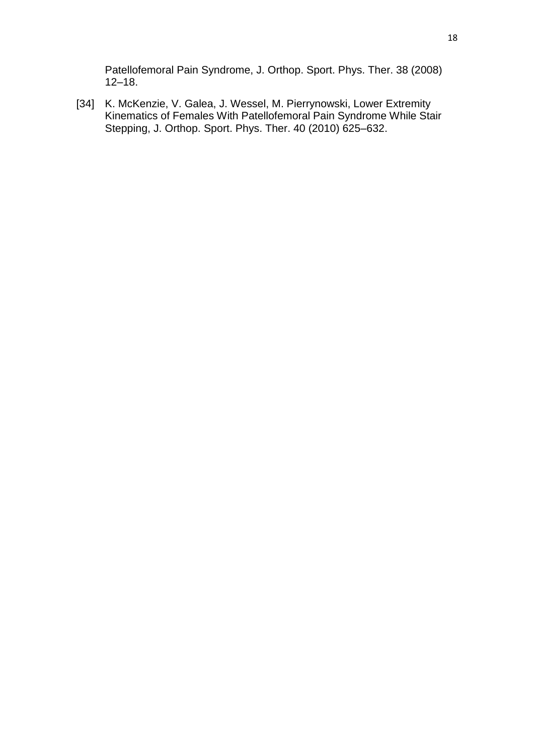Patellofemoral Pain Syndrome, J. Orthop. Sport. Phys. Ther. 38 (2008) 12–18.

[34] K. McKenzie, V. Galea, J. Wessel, M. Pierrynowski, Lower Extremity Kinematics of Females With Patellofemoral Pain Syndrome While Stair Stepping, J. Orthop. Sport. Phys. Ther. 40 (2010) 625–632.